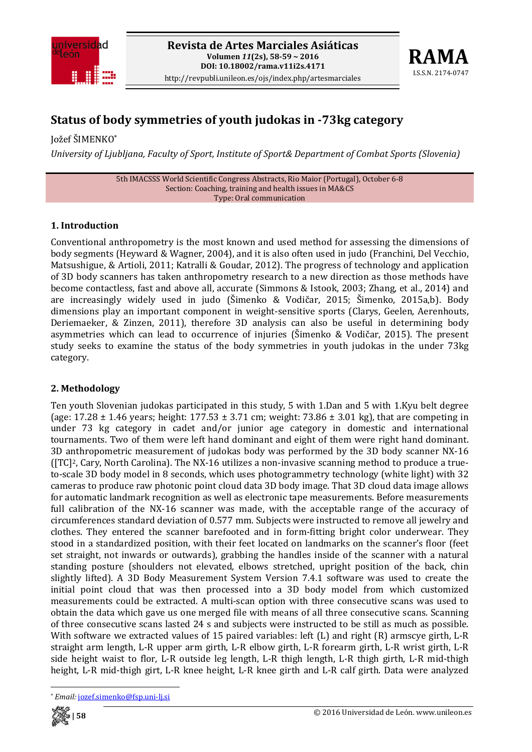# Status of body symmetries of youth judokas in -73kg category

Jožef ŠIMENKO*

*University of Ljubljana, Faculty of Sport, Institute of Sport& Department of Combat Sports (Slovenia)*

5th IMACSSS World Scientific Congress Abstracts, Rio Maior (Portugal), October 6-8
Section: Coaching, training and health issues in MA&CS
Type: Oral communication

## 1. Introduction

Conventional anthropometry is the most known and used method for assessing the dimensions of body segments (Heyward & Wagner, 2004), and it is also often used in judo (Franchini, Del Vecchio, Matsushigue, & Artioli, 2011; Katralli & Goudar, 2012). The progress of technology and application of 3D body scanners has taken anthropometry research to a new direction as those methods have become contactless, fast and above all, accurate (Simmons & Istook, 2003; Zhang, et al., 2014) and are increasingly widely used in judo (Šimenko & Vodičar, 2015; Šimenko, 2015a,b). Body dimensions play an important component in weight-sensitive sports (Clarys, Geelen, Aerenhouts, Deriemaeker, & Zinzen, 2011), therefore 3D analysis can also be useful in determining body asymmetries which can lead to occurrence of injuries (Šimenko & Vodičar, 2015). The present study seeks to examine the status of the body symmetries in youth judokas in the under 73kg category.

## 2. Methodology

Ten youth Slovenian judokas participated in this study, 5 with 1.Dan and 5 with 1.Kyu belt degree (age: 17.28 ± 1.46 years; height: 177.53 ± 3.71 cm; weight: 73.86 ± 3.01 kg), that are competing in under 73 kg category in cadet and/or junior age category in domestic and international tournaments. Two of them were left hand dominant and eight of them were right hand dominant. 3D anthropometric measurement of judokas body was performed by the 3D body scanner NX-16 ([TC][2], Cary, North Carolina). The NX-16 utilizes a non-invasive scanning method to produce a true-to-scale 3D body model in 8 seconds, which uses photogrammetry technology (white light) with 32 cameras to produce raw photonic point cloud data 3D body image. That 3D cloud data image allows for automatic landmark recognition as well as electronic tape measurements. Before measurements full calibration of the NX-16 scanner was made, with the acceptable range of the accuracy of circumferences standard deviation of 0.577 mm. Subjects were instructed to remove all jewelry and clothes. They entered the scanner barefooted and in form-fitting bright color underwear. They stood in a standardized position, with their feet located on landmarks on the scanner's floor (feet set straight, not inwards or outwards), grabbing the handles inside of the scanner with a natural standing posture (shoulders not elevated, elbows stretched, upright position of the back, chin slightly lifted). A 3D Body Measurement System Version 7.4.1 software was used to create the initial point cloud that was then processed into a 3D body model from which customized measurements could be extracted. A multi-scan option with three consecutive scans was used to obtain the data which gave us one merged file with means of all three consecutive scans. Scanning of three consecutive scans lasted 24 s and subjects were instructed to be still as much as possible. With software we extracted values of 15 paired variables: left (L) and right (R) armscye girth, L-R straight arm length, L-R upper arm girth, L-R elbow girth, L-R forearm girth, L-R wrist girth, L-R side height waist to flor, L-R outside leg length, L-R thigh length, L-R thigh girth, L-R mid-thigh height, L-R mid-thigh girt, L-R knee height, L-R knee girth and L-R calf girth. Data were analyzed

\* *Email:* jozef.simenko@fsp.uni-lj.si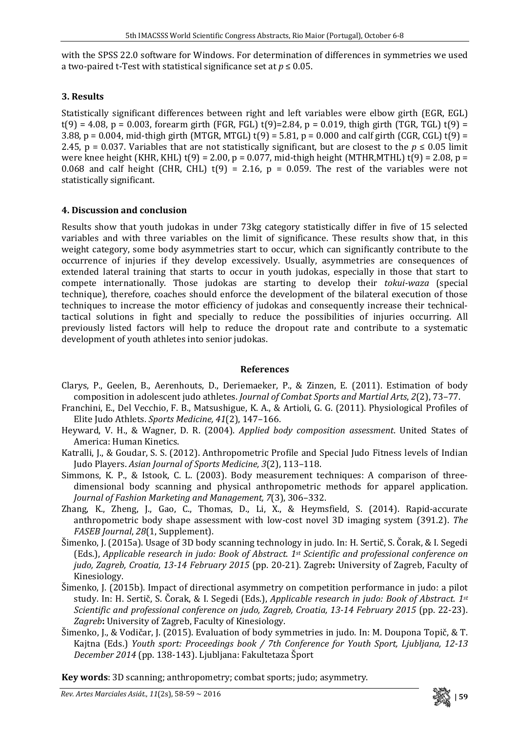with the SPSS 22.0 software for Windows. For determination of differences in symmetries we used a two-paired t-Test with statistical significance set at $p \leq 0.05$.

## 3. Results

Statistically significant differences between right and left variables were elbow girth (EGR, EGL) $t(9) = 4.08$, $p = 0.003$, forearm girth (FGR, FGL) $t(9)=2.84$, $p = 0.019$, thigh girth (TGR, TGL) $t(9) = 3.88$, $p = 0.004$, mid-thigh girth (MTGR, MTGL) $t(9) = 5.81$, $p = 0.000$ and calf girth (CGR, CGL) $t(9) = 2.45$, $p = 0.037$. Variables that are not statistically significant, but are closest to the $p \leq 0.05$ limit were knee height (KHR, KHL) $t(9) = 2.00$, $p = 0.077$, mid-thigh height (MTHR,MTHL) $t(9) = 2.08$, $p = 0.068$ and calf height (CHR, CHL) $t(9) = 2.16$, $p = 0.059$. The rest of the variables were not statistically significant.

## 4. Discussion and conclusion

Results show that youth judokas in under 73kg category statistically differ in five of 15 selected variables and with three variables on the limit of significance. These results show that, in this weight category, some body asymmetries start to occur, which can significantly contribute to the occurrence of injuries if they develop excessively. Usually, asymmetries are consequences of extended lateral training that starts to occur in youth judokas, especially in those that start to compete internationally. Those judokas are starting to develop their *tokui-waza* (special technique), therefore, coaches should enforce the development of the bilateral execution of those techniques to increase the motor efficiency of judokas and consequently increase their technical-tactical solutions in fight and specially to reduce the possibilities of injuries occurring. All previously listed factors will help to reduce the dropout rate and contribute to a systematic development of youth athletes into senior judokas.

### References

Clarys, P., Geelen, B., Aerenhouts, D., Deriemaeker, P., & Zinzen, E. (2011). Estimation of body composition in adolescent judo athletes. *Journal of Combat Sports and Martial Arts*, *2*(2), 73–77.

Franchini, E., Del Vecchio, F. B., Matsushigue, K. A., & Artioli, G. G. (2011). Physiological Profiles of Elite Judo Athlets. *Sports Medicine, 41*(2), 147–166.

Heyward, V. H., & Wagner, D. R. (2004). *Applied body composition assessment*. United States of America: Human Kinetics.

Katralli, J., & Goudar, S. S. (2012). Anthropometric Profile and Special Judo Fitness levels of Indian Judo Players. *Asian Journal of Sports Medicine, 3*(2), 113–118.

Simmons, K. P., & Istook, C. L. (2003). Body measurement techniques: A comparison of three-dimensional body scanning and physical anthropometric methods for apparel application. *Journal of Fashion Marketing and Management, 7*(3), 306–332.

Zhang, K., Zheng, J., Gao, C., Thomas, D., Li, X., & Heymsfield, S. (2014). Rapid-accurate anthropometric body shape assessment with low-cost novel 3D imaging system (391.2). *The FASEB Journal*, *28*(1, Supplement).

Šimenko, J. (2015a). Usage of 3D body scanning technology in judo. In: H. Sertič, S. Čorak, & I. Segedi (Eds.), *Applicable research in judo: Book of Abstract. 1st Scientific and professional conference on judo, Zagreb, Croatia, 13-14 February 2015* (pp. 20-21). Zagreb**:** University of Zagreb, Faculty of Kinesiology.

Šimenko, J. (2015b). Impact of directional asymmetry on competition performance in judo: a pilot study. In: H. Sertič, S. Čorak, & I. Segedi (Eds.), *Applicable research in judo: Book of Abstract. 1st Scientific and professional conference on judo, Zagreb, Croatia, 13-14 February 2015* (pp. 22-23). *Zagreb***:** University of Zagreb, Faculty of Kinesiology.

Šimenko, J., & Vodičar, J. (2015). Evaluation of body symmetries in judo. In: M. Doupona Topič, & T. Kajtna (Eds.) *Youth sport: Proceedings book / 7th Conference for Youth Sport, Ljubljana, 12-13 December 2014* (pp. 138-143). Ljubljana: Fakultetaza Šport

**Key words**: 3D scanning; anthropometry; combat sports; judo; asymmetry.